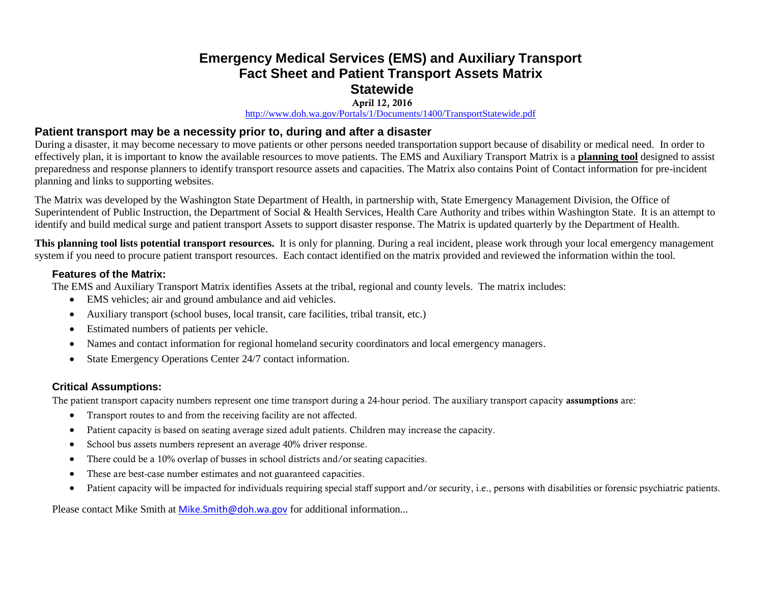# Emergency Medical Services (EMS) and Auxiliary Transport Fact Sheet and Patient Transport Assets Matrix Statewide

**April 12, 2016**

http://www.doh.wa.gov/Portals/1/Documents/1400/TransportStatewide.pdf

## Patient transport may be a necessity prior to, during and after a disaster

During a disaster, it may become necessary to move patients or other persons needed transportation support because of disability or medical need. In order to effectively plan, it is important to know the available resources to move patients. The EMS and Auxiliary Transport Matrix is a **planning tool** designed to assist preparedness and response planners to identify transport resource assets and capacities. The Matrix also contains Point of Contact information for pre-incident planning and links to supporting websites.

The Matrix was developed by the Washington State Department of Health, in partnership with, State Emergency Management Division, the Office of Superintendent of Public Instruction, the Department of Social & Health Services, Health Care Authority and tribes within Washington State. It is an attempt to identify and build medical surge and patient transport Assets to support disaster response. The Matrix is updated quarterly by the Department of Health.

**This planning tool lists potential transport resources.** It is only for planning. During a real incident, please work through your local emergency management system if you need to procure patient transport resources. Each contact identified on the matrix provided and reviewed the information within the tool.

### Features of the Matrix:

The EMS and Auxiliary Transport Matrix identifies Assets at the tribal, regional and county levels. The matrix includes:

- EMS vehicles; air and ground ambulance and aid vehicles.
- Auxiliary transport (school buses, local transit, care facilities, tribal transit, etc.)
- Estimated numbers of patients per vehicle.
- Names and contact information for regional homeland security coordinators and local emergency managers.
- State Emergency Operations Center 24/7 contact information.

### Critical Assumptions:

The patient transport capacity numbers represent one time transport during a 24-hour period. The auxiliary transport capacity **assumptions** are:

- Transport routes to and from the receiving facility are not affected.
- Patient capacity is based on seating average sized adult patients. Children may increase the capacity.
- School bus assets numbers represent an average 40% driver response.
- There could be a 10% overlap of busses in school districts and/or seating capacities.
- These are best-case number estimates and not guaranteed capacities.
- Patient capacity will be impacted for individuals requiring special staff support and/or security, i.e., persons with disabilities or forensic psychiatric patients.

Please contact Mike Smith at Mike.Smith@doh.wa.gov for additional information...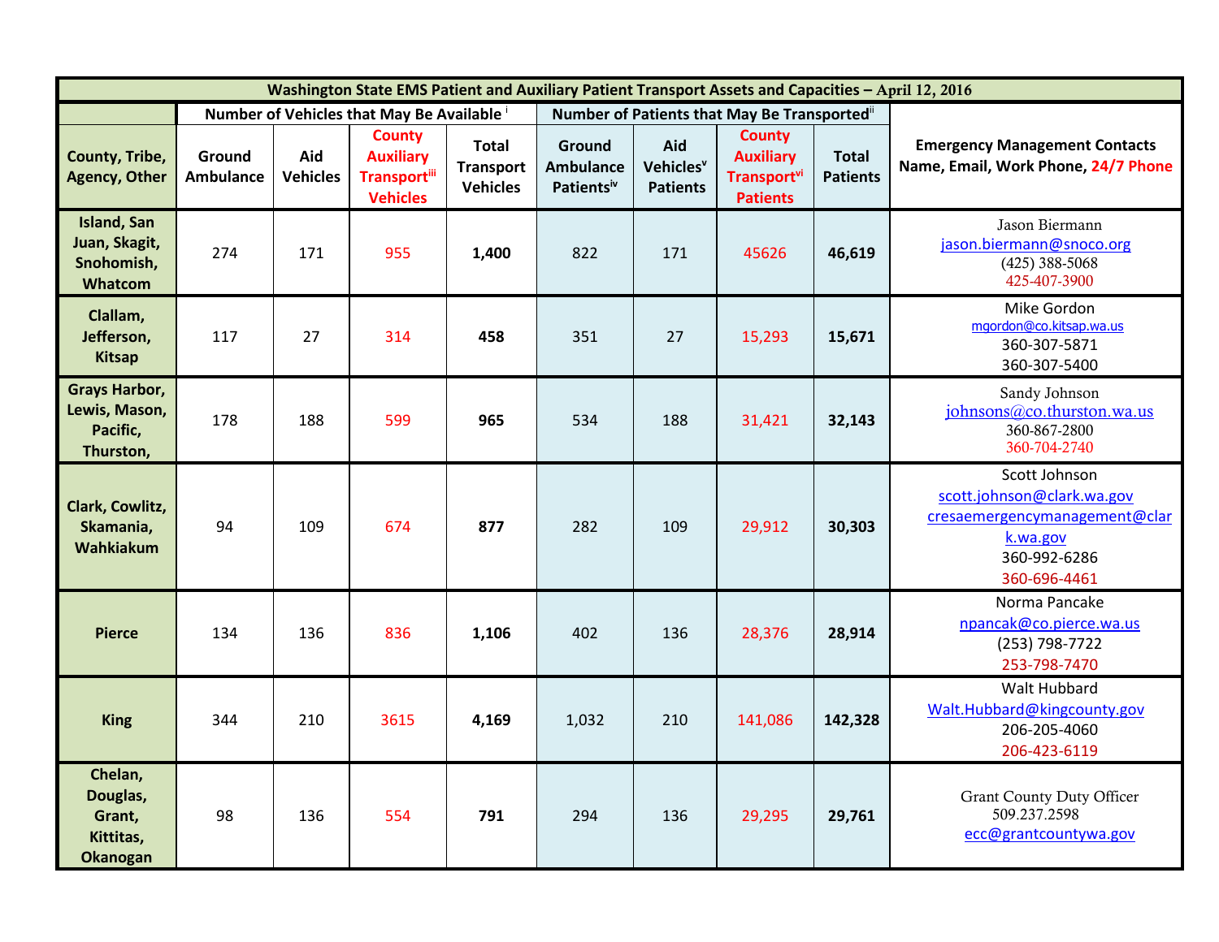| Washington State EMS Patient and Auxiliary Patient Transport Assets and Capacities – April 12, 2016 | | | | | | | | | |
|---|---|---|---|---|---|---|---|---|---|
| | Number of Vehicles that May Be Available [i] | | | | Number of Patients that May Be Transported [ii] | | | | |
| County, Tribe, Agency, Other | Ground Ambulance | Aid Vehicles | County Auxiliary Transport[iii] Vehicles | Total Transport Vehicles | Ground Ambulance Patients[iv] | Aid Vehicles[v] Patients | County Auxiliary Transport[vi] Patients | Total Patients | Emergency Management Contacts Name, Email, Work Phone, 24/7 Phone |
| Island, San Juan, Skagit, Snohomish, Whatcom | 274 | 171 | 955 | **1,400** | 822 | 171 | 45626 | **46,619** | Jason Biermann jason.biermann@snoco.org (425) 388-5068 425-407-3900 |
| Clallam, Jefferson, Kitsap | 117 | 27 | 314 | **458** | 351 | 27 | 15,293 | **15,671** | Mike Gordon mgordon@co.kitsap.wa.us 360-307-5871 360-307-5400 |
| Grays Harbor, Lewis, Mason, Pacific, Thurston, | 178 | 188 | 599 | **965** | 534 | 188 | 31,421 | **32,143** | Sandy Johnson johnsons@co.thurston.wa.us 360-867-2800 360-704-2740 |
| Clark, Cowlitz, Skamania, Wahkiakum | 94 | 109 | 674 | **877** | 282 | 109 | 29,912 | **30,303** | Scott Johnson scott.johnson@clark.wa.gov cresaemergencymanagement@clark.wa.gov 360-992-6286 360-696-4461 |
| Pierce | 134 | 136 | 836 | **1,106** | 402 | 136 | 28,376 | **28,914** | Norma Pancake npancak@co.pierce.wa.us (253) 798-7722 253-798-7470 |
| King | 344 | 210 | 3615 | **4,169** | 1,032 | 210 | 141,086 | **142,328** | Walt Hubbard Walt.Hubbard@kingcounty.gov 206-205-4060 206-423-6119 |
| Chelan, Douglas, Grant, Kittitas, Okanogan | 98 | 136 | 554 | **791** | 294 | 136 | 29,295 | **29,761** | Grant County Duty Officer 509.237.2598 ecc@grantcountywa.gov |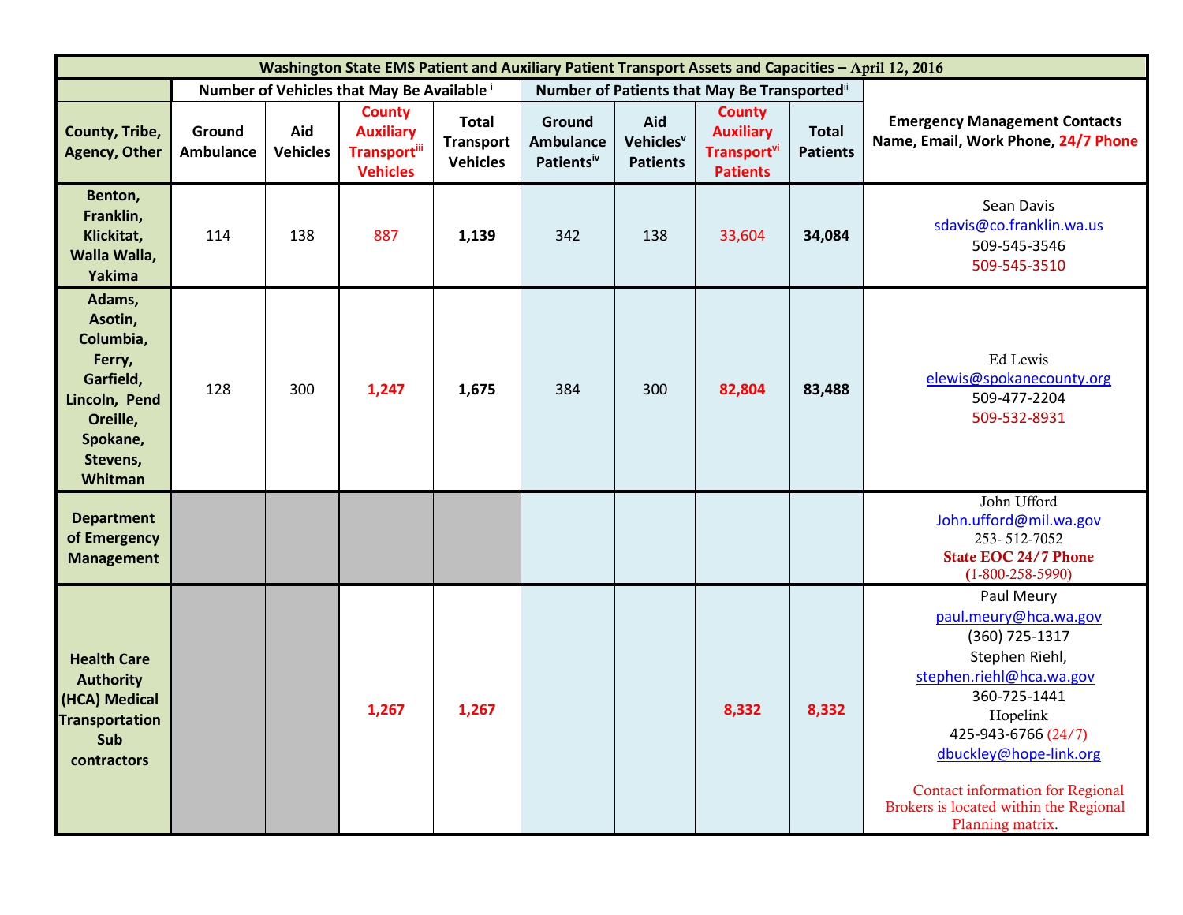| Washington State EMS Patient and Auxiliary Patient Transport Assets and Capacities – April 12, 2016 | | | | | | | | | |
|---|---|---|---|---|---|---|---|---|---|
| | Number of Vehicles that May Be Available [i] | | | | Number of Patients that May Be Transported[ii] | | | | |
| County, Tribe, Agency, Other | Ground Ambulance | Aid Vehicles | County Auxiliary Transport[iii] Vehicles | Total Transport Vehicles | Ground Ambulance Patients[iv] | Aid Vehicles[v] Patients | County Auxiliary Transport[vi] Patients | Total Patients | Emergency Management Contacts Name, Email, Work Phone, 24/7 Phone |
| Benton, Franklin, Klickitat, Walla Walla, Yakima | 114 | 138 | 887 | **1,139** | 342 | 138 | 33,604 | **34,084** | Sean Davis sdavis@co.franklin.wa.us 509-545-3546 509-545-3510 |
| Adams, Asotin, Columbia, Ferry, Garfield, Lincoln, Pend Oreille, Spokane, Stevens, Whitman | 128 | 300 | **1,247** | **1,675** | 384 | 300 | **82,804** | **83,488** | Ed Lewis elewis@spokanecounty.org 509-477-2204 509-532-8931 |
| Department of Emergency Management | | | | | | | | | John Ufford John.ufford@mil.wa.gov 253- 512-7052 **State EOC 24/7 Phone (1-800-258-5990)** |
| Health Care Authority (HCA) Medical Transportation Sub contractors | | | **1,267** | **1,267** | | | **8,332** | **8,332** | Paul Meury paul.meury@hca.wa.gov (360) 725-1317 Stephen Riehl, stephen.riehl@hca.wa.gov 360-725-1441 Hopelink 425-943-6766 (24/7) dbuckley@hope-link.org Contact information for Regional Brokers is located within the Regional Planning matrix. |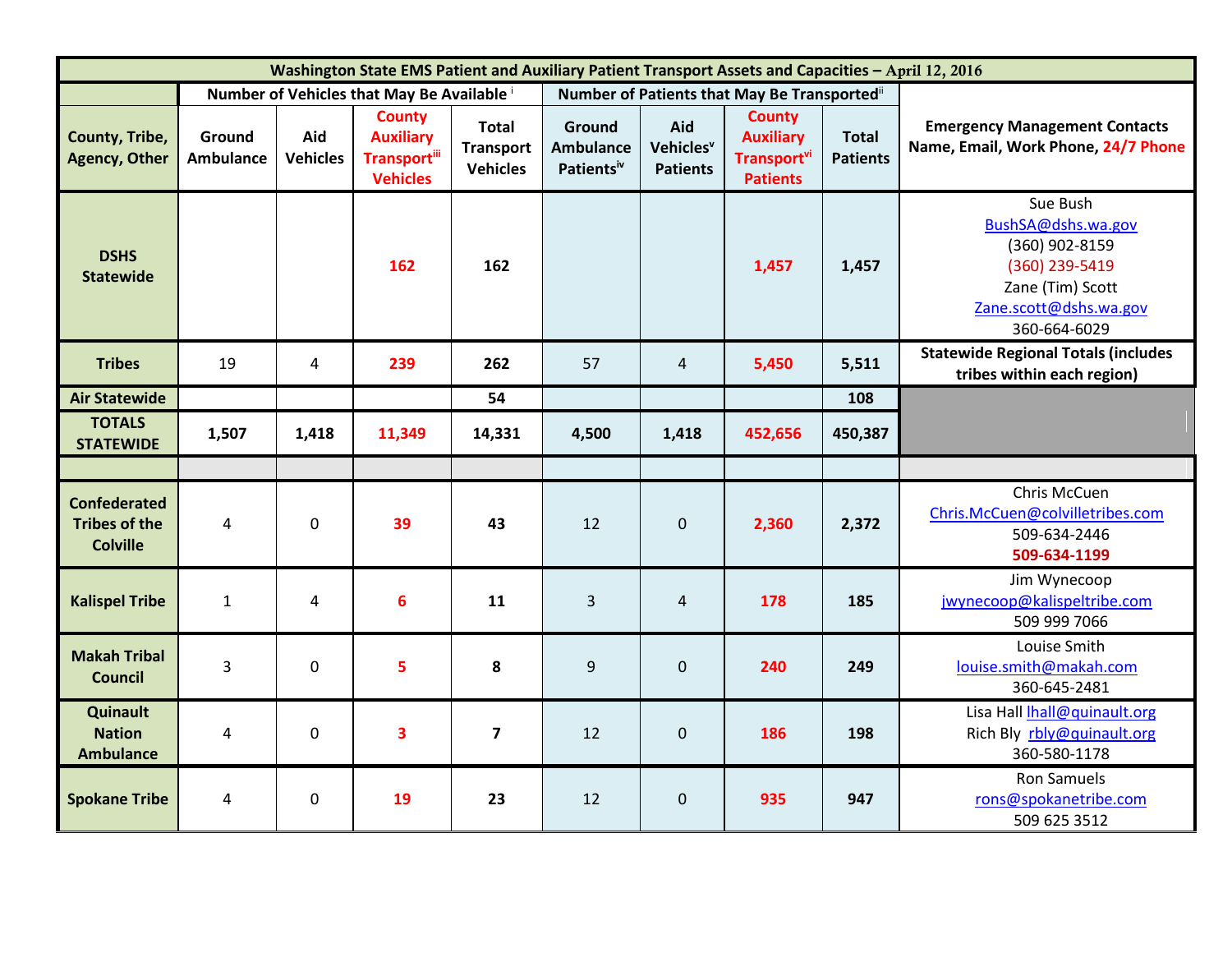| Washington State EMS Patient and Auxiliary Patient Transport Assets and Capacities – April 12, 2016 | | | | | | | | | |
|---|---|---|---|---|---|---|---|---|---|
| | Number of Vehicles that May Be Available [i] | | | | Number of Patients that May Be Transported[ii] | | | | |
| County, Tribe, Agency, Other | Ground Ambulance | Aid Vehicles | County Auxiliary Transport[iii] Vehicles | Total Transport Vehicles | Ground Ambulance Patients[iv] | Aid Vehicles[v] Patients | County Auxiliary Transport[vi] Patients | Total Patients | Emergency Management Contacts Name, Email, Work Phone, 24/7 Phone |
| **DSHS Statewide** | | | **162** | **162** | | | **1,457** | **1,457** | Sue Bush BushSA@dshs.wa.gov (360) 902-8159 (360) 239-5419 Zane (Tim) Scott Zane.scott@dshs.wa.gov 360-664-6029 |
| **Tribes** | 19 | 4 | **239** | **262** | 57 | 4 | **5,450** | **5,511** | **Statewide Regional Totals (includes tribes within each region)** |
| **Air Statewide** | | | | **54** | | | | **108** | |
| **TOTALS STATEWIDE** | **1,507** | **1,418** | **11,349** | **14,331** | **4,500** | **1,418** | **452,656** | **450,387** | |
| | | | | | | | | | |
| **Confederated Tribes of the Colville** | 4 | 0 | **39** | **43** | 12 | 0 | **2,360** | **2,372** | Chris McCuen Chris.McCuen@colvilletribes.com 509-634-2446 **509-634-1199** |
| **Kalispel Tribe** | 1 | 4 | **6** | **11** | 3 | 4 | **178** | **185** | Jim Wynecoop jwynecoop@kalispeltribe.com 509 999 7066 |
| **Makah Tribal Council** | 3 | 0 | **5** | **8** | 9 | 0 | **240** | **249** | Louise Smith louise.smith@makah.com 360-645-2481 |
| **Quinault Nation Ambulance** | 4 | 0 | **3** | **7** | 12 | 0 | **186** | **198** | Lisa Hall lhall@quinault.org Rich Bly rbly@quinault.org 360-580-1178 |
| **Spokane Tribe** | 4 | 0 | **19** | **23** | 12 | 0 | **935** | **947** | Ron Samuels rons@spokanetribe.com 509 625 3512 |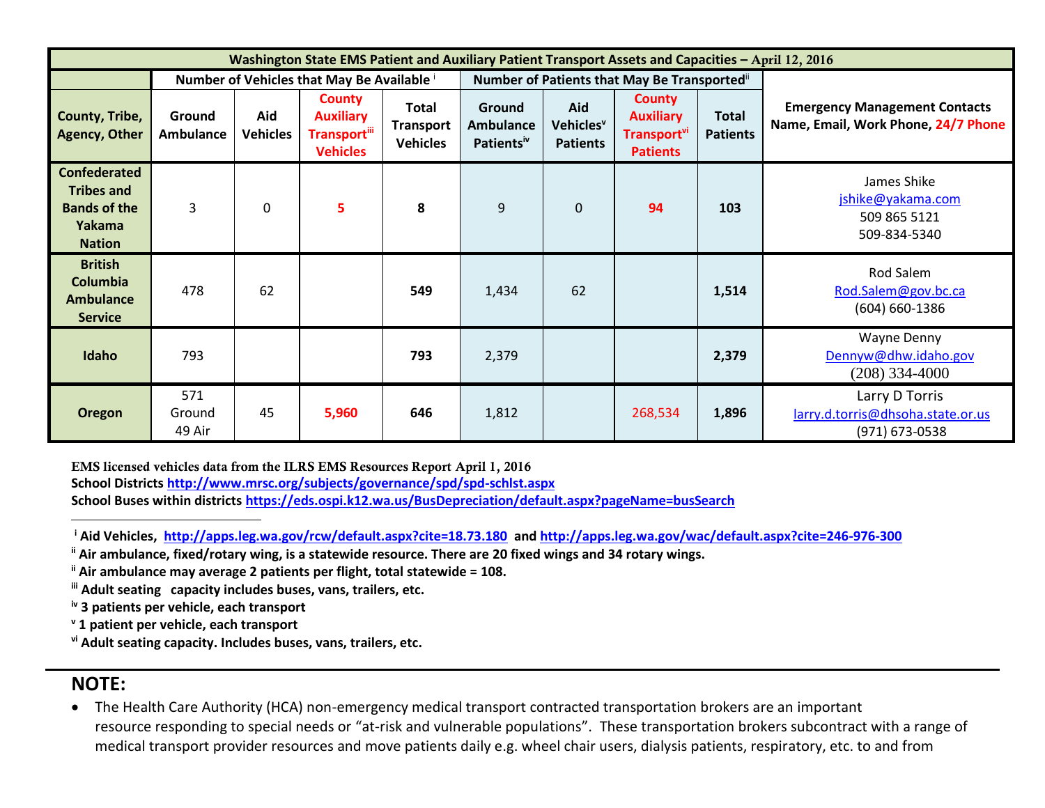| Washington State EMS Patient and Auxiliary Patient Transport Assets and Capacities – April 12, 2016 | | | | | | | | | |
|---|---|---|---|---|---|---|---|---|---|
| | Number of Vehicles that May Be Available [i] | | | | Number of Patients that May Be Transported[ii] | | | | |
| County, Tribe, Agency, Other | Ground Ambulance | Aid Vehicles | County Auxiliary Transport[iii] Vehicles | Total Transport Vehicles | Ground Ambulance Patients[iv] | Aid Vehicles[v] Patients | County Auxiliary Transport[vi] Patients | Total Patients | Emergency Management Contacts Name, Email, Work Phone, 24/7 Phone |
| Confederated Tribes and Bands of the Yakama Nation | 3 | 0 | 5 | **8** | 9 | 0 | 94 | **103** | James Shike jshike@yakama.com 509 865 5121 509-834-5340 |
| British Columbia Ambulance Service | 478 | 62 | | **549** | 1,434 | 62 | | **1,514** | Rod Salem Rod.Salem@gov.bc.ca (604) 660-1386 |
| Idaho | 793 | | | **793** | 2,379 | | | **2,379** | Wayne Denny Dennyw@dhw.idaho.gov (208) 334-4000 |
| Oregon | 571 Ground 49 Air | 45 | 5,960 | **646** | 1,812 | | 268,534 | **1,896** | Larry D Torris larry.d.torris@dhsoha.state.or.us (971) 673-0538 |

**EMS licensed vehicles data from the ILRS EMS Resources Report April 1, 2016**
**School Districts http://www.mrsc.org/subjects/governance/spd/spd-schlst.aspx**
**School Buses within districts https://eds.ospi.k12.wa.us/BusDepreciation/default.aspx?pageName=busSearch**

---

[i] **Aid Vehicles, http://apps.leg.wa.gov/rcw/default.aspx?cite=18.73.180 and http://apps.leg.wa.gov/wac/default.aspx?cite=246-976-300**
[ii] **Air ambulance, fixed/rotary wing, is a statewide resource. There are 20 fixed wings and 34 rotary wings.**
[ii] **Air ambulance may average 2 patients per flight, total statewide = 108.**
[iii] **Adult seating capacity includes buses, vans, trailers, etc.**
[iv] **3 patients per vehicle, each transport**
[v] **1 patient per vehicle, each transport**
[vi] **Adult seating capacity. Includes buses, vans, trailers, etc.**

## NOTE:

- The Health Care Authority (HCA) non-emergency medical transport contracted transportation brokers are an important resource responding to special needs or "at-risk and vulnerable populations". These transportation brokers subcontract with a range of medical transport provider resources and move patients daily e.g. wheel chair users, dialysis patients, respiratory, etc. to and from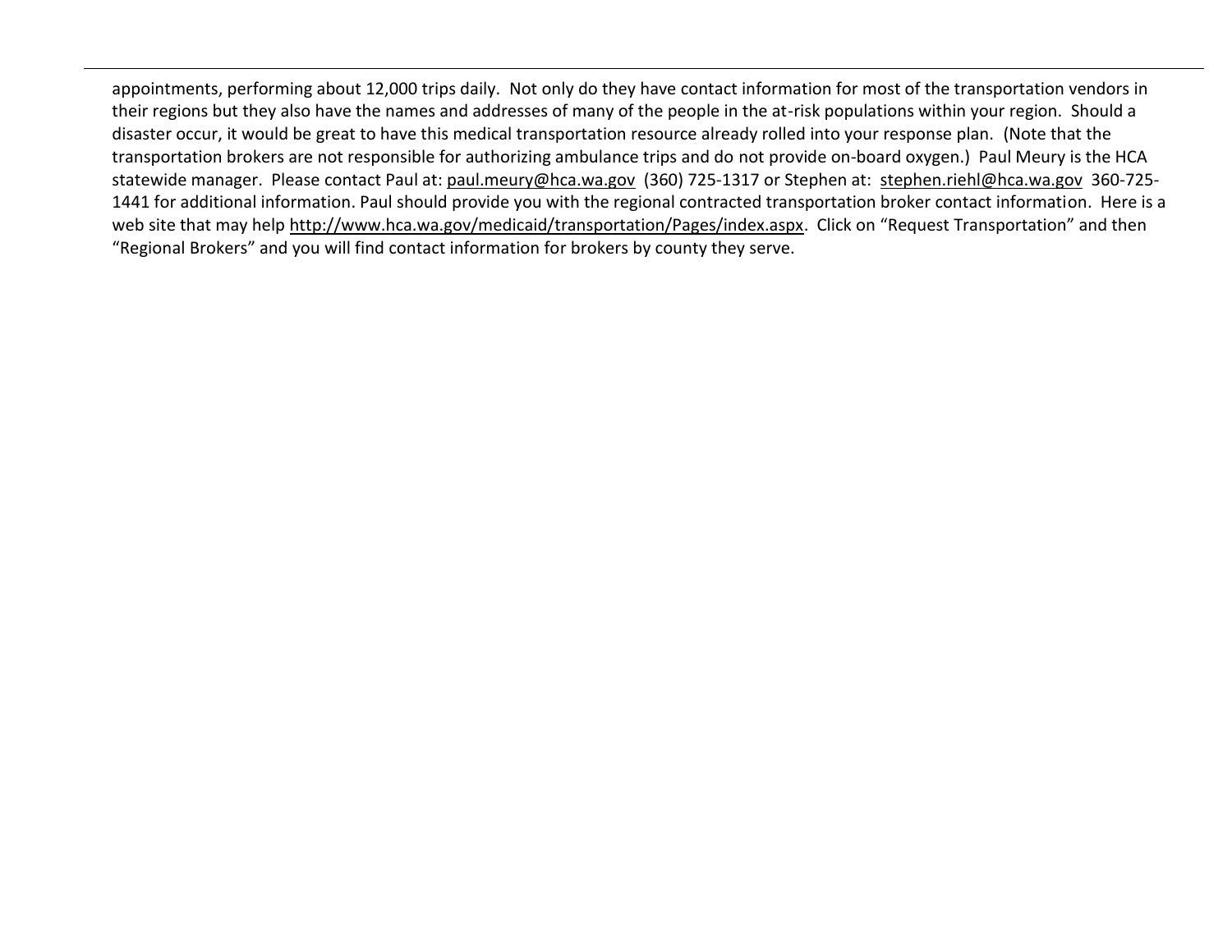appointments, performing about 12,000 trips daily. Not only do they have contact information for most of the transportation vendors in their regions but they also have the names and addresses of many of the people in the at-risk populations within your region. Should a disaster occur, it would be great to have this medical transportation resource already rolled into your response plan. (Note that the transportation brokers are not responsible for authorizing ambulance trips and do not provide on-board oxygen.) Paul Meury is the HCA statewide manager. Please contact Paul at: paul.meury@hca.wa.gov (360) 725-1317 or Stephen at: stephen.riehl@hca.wa.gov 360-725-1441 for additional information. Paul should provide you with the regional contracted transportation broker contact information. Here is a web site that may help http://www.hca.wa.gov/medicaid/transportation/Pages/index.aspx. Click on "Request Transportation" and then "Regional Brokers" and you will find contact information for brokers by county they serve.